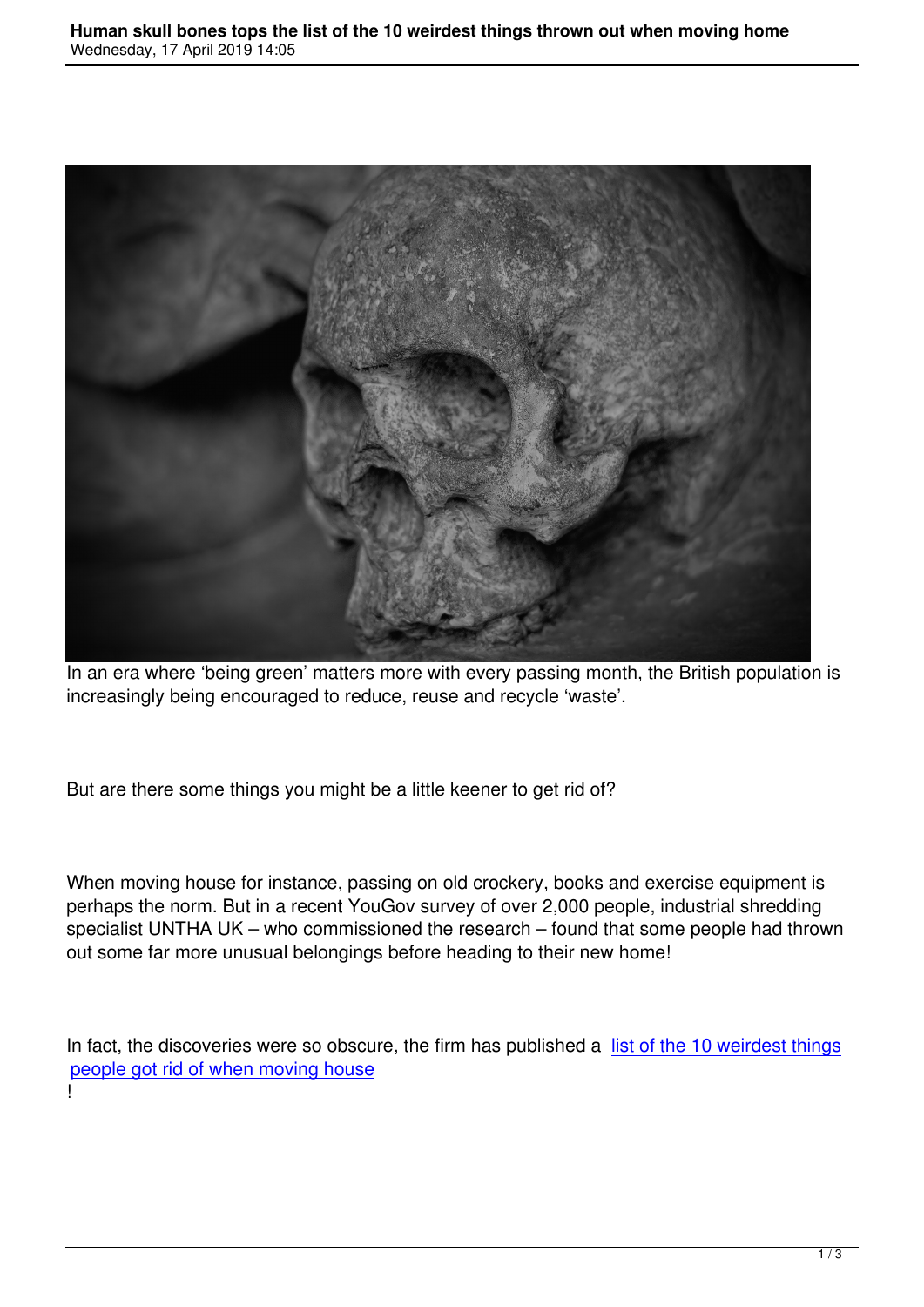In an era where 'being green' matters more with every passing month, the British population is increasingly being encouraged to reduce, reuse and recycle 'waste'.

But are there some things you might be a little keener to get rid of?

When moving house for instance, passing on old crockery, books and exercise equipment is perhaps the norm. But in a recent YouGov survey of over 2,000 people, industrial shredding specialist UNTHA UK – who commissioned the research – found that some people had thrown out some far more unusual belongings before heading to their new home!

In fact, the discoveries were so obscure, the firm has published a list of the 10 weirdest things people got rid of when moving house!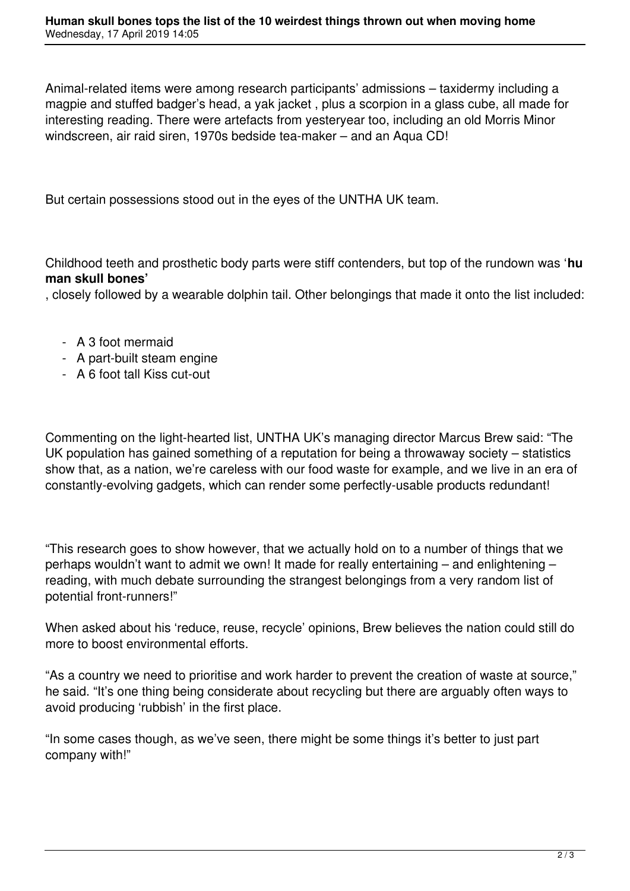Animal-related items were among research participants' admissions – taxidermy including a magpie and stuffed badger's head, a yak jacket , plus a scorpion in a glass cube, all made for interesting reading. There were artefacts from yesteryear too, including an old Morris Minor windscreen, air raid siren, 1970s bedside tea-maker – and an Aqua CD!

But certain possessions stood out in the eyes of the UNTHA UK team.

Childhood teeth and prosthetic body parts were stiff contenders, but top of the rundown was '**human skull bones'**, closely followed by a wearable dolphin tail. Other belongings that made it onto the list included:

- A 3 foot mermaid
- A part-built steam engine
- A 6 foot tall Kiss cut-out

Commenting on the light-hearted list, UNTHA UK's managing director Marcus Brew said: "The UK population has gained something of a reputation for being a throwaway society – statistics show that, as a nation, we're careless with our food waste for example, and we live in an era of constantly-evolving gadgets, which can render some perfectly-usable products redundant!

"This research goes to show however, that we actually hold on to a number of things that we perhaps wouldn't want to admit we own! It made for really entertaining – and enlightening – reading, with much debate surrounding the strangest belongings from a very random list of potential front-runners!"

When asked about his 'reduce, reuse, recycle' opinions, Brew believes the nation could still do more to boost environmental efforts.

"As a country we need to prioritise and work harder to prevent the creation of waste at source," he said. "It's one thing being considerate about recycling but there are arguably often ways to avoid producing 'rubbish' in the first place.

"In some cases though, as we've seen, there might be some things it's better to just part company with!"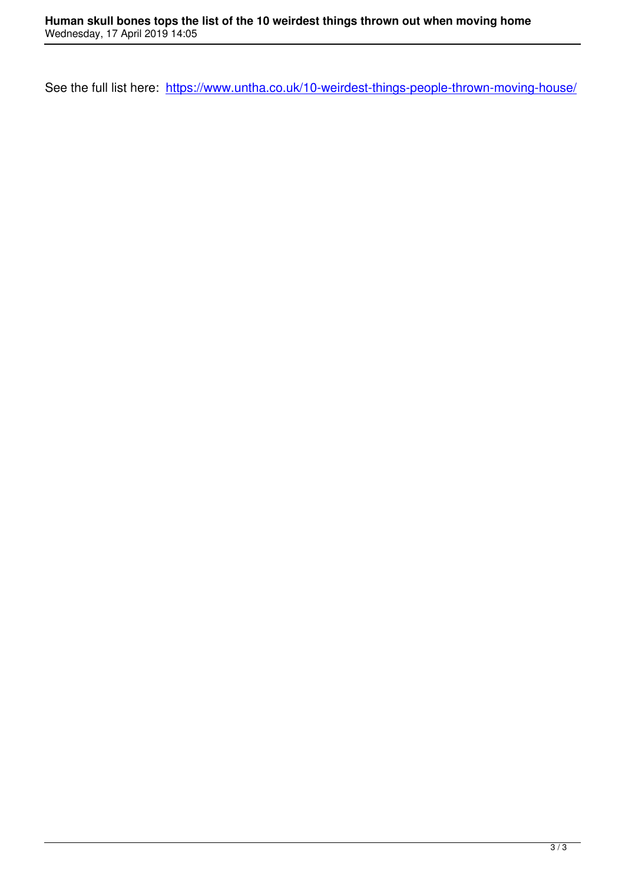See the full list here: [https://www.untha.co.uk/10-weirdest-things-people-thrown-moving-house/](https://www.untha.co.uk/10-weirdest-things-people-thrown-moving-house/)